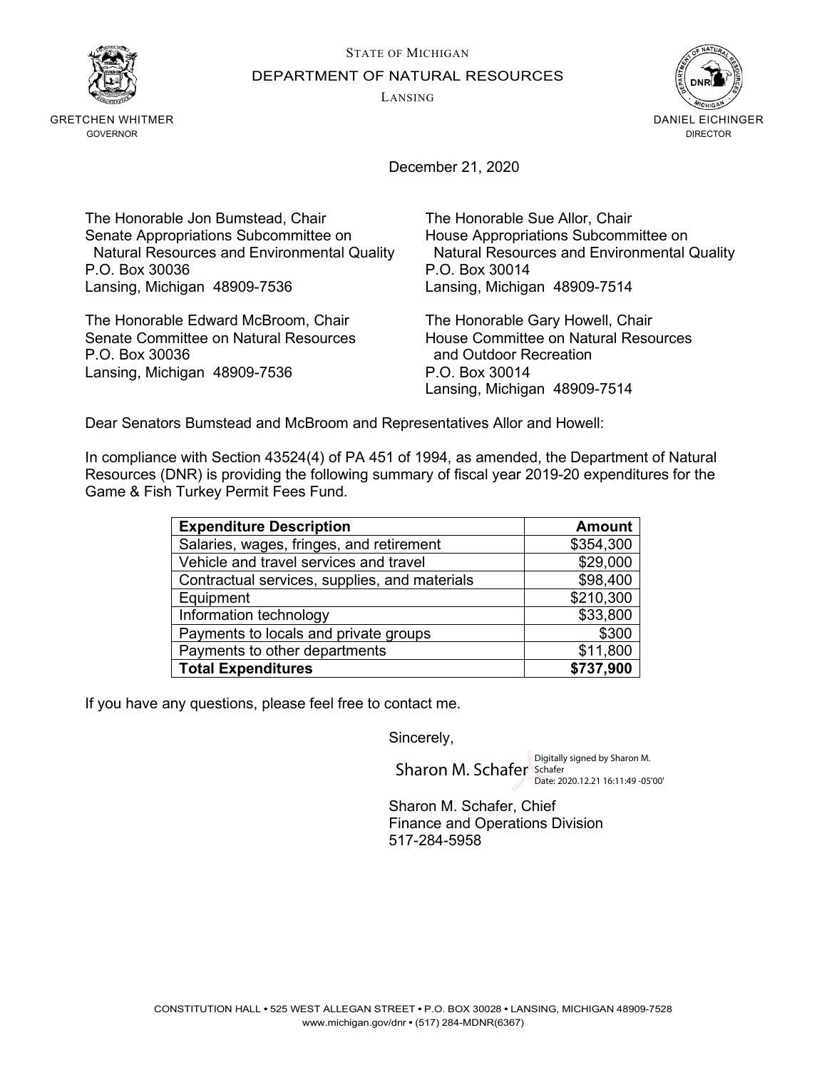STATE OF MICHIGAN

DEPARTMENT OF NATURAL RESOURCES

LANSING

GRETCHEN WHITMER
GOVERNOR

DANIEL EICHINGER
DIRECTOR

December 21, 2020

The Honorable Jon Bumstead, Chair
Senate Appropriations Subcommittee on
Natural Resources and Environmental Quality
P.O. Box 30036
Lansing, Michigan 48909-7536

The Honorable Sue Allor, Chair
House Appropriations Subcommittee on
Natural Resources and Environmental Quality
P.O. Box 30014
Lansing, Michigan 48909-7514

The Honorable Edward McBroom, Chair
Senate Committee on Natural Resources
P.O. Box 30036
Lansing, Michigan 48909-7536

The Honorable Gary Howell, Chair
House Committee on Natural Resources
and Outdoor Recreation
P.O. Box 30014
Lansing, Michigan 48909-7514

Dear Senators Bumstead and McBroom and Representatives Allor and Howell:

In compliance with Section 43524(4) of PA 451 of 1994, as amended, the Department of Natural Resources (DNR) is providing the following summary of fiscal year 2019-20 expenditures for the Game & Fish Turkey Permit Fees Fund.

| **Expenditure Description** | **Amount** |
|---|---:|
| Salaries, wages, fringes, and retirement | $354,300 |
| Vehicle and travel services and travel | $29,000 |
| Contractual services, supplies, and materials | $98,400 |
| Equipment | $210,300 |
| Information technology | $33,800 |
| Payments to locals and private groups | $300 |
| Payments to other departments | $11,800 |
| **Total Expenditures** | **$737,900** |

If you have any questions, please feel free to contact me.

Sincerely,

Sharon M. Schafer
Digitally signed by Sharon M. Schafer
Date: 2020.12.21 16:11:49 -05'00'

Sharon M. Schafer, Chief
Finance and Operations Division
517-284-5958

CONSTITUTION HALL • 525 WEST ALLEGAN STREET • P.O. BOX 30028 • LANSING, MICHIGAN 48909-7528
www.michigan.gov/dnr • (517) 284-MDNR(6367)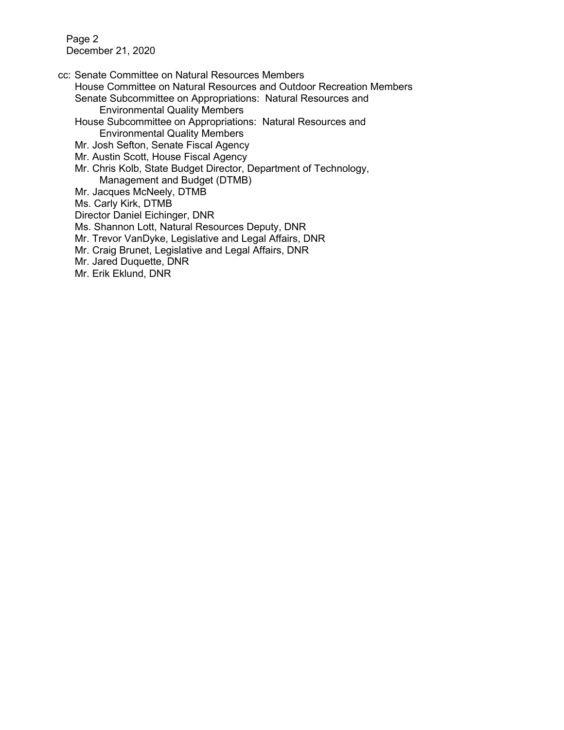cc: Senate Committee on Natural Resources Members
House Committee on Natural Resources and Outdoor Recreation Members
Senate Subcommittee on Appropriations: Natural Resources and Environmental Quality Members
House Subcommittee on Appropriations: Natural Resources and Environmental Quality Members
Mr. Josh Sefton, Senate Fiscal Agency
Mr. Austin Scott, House Fiscal Agency
Mr. Chris Kolb, State Budget Director, Department of Technology, Management and Budget (DTMB)
Mr. Jacques McNeely, DTMB
Ms. Carly Kirk, DTMB
Director Daniel Eichinger, DNR
Ms. Shannon Lott, Natural Resources Deputy, DNR
Mr. Trevor VanDyke, Legislative and Legal Affairs, DNR
Mr. Craig Brunet, Legislative and Legal Affairs, DNR
Mr. Jared Duquette, DNR
Mr. Erik Eklund, DNR